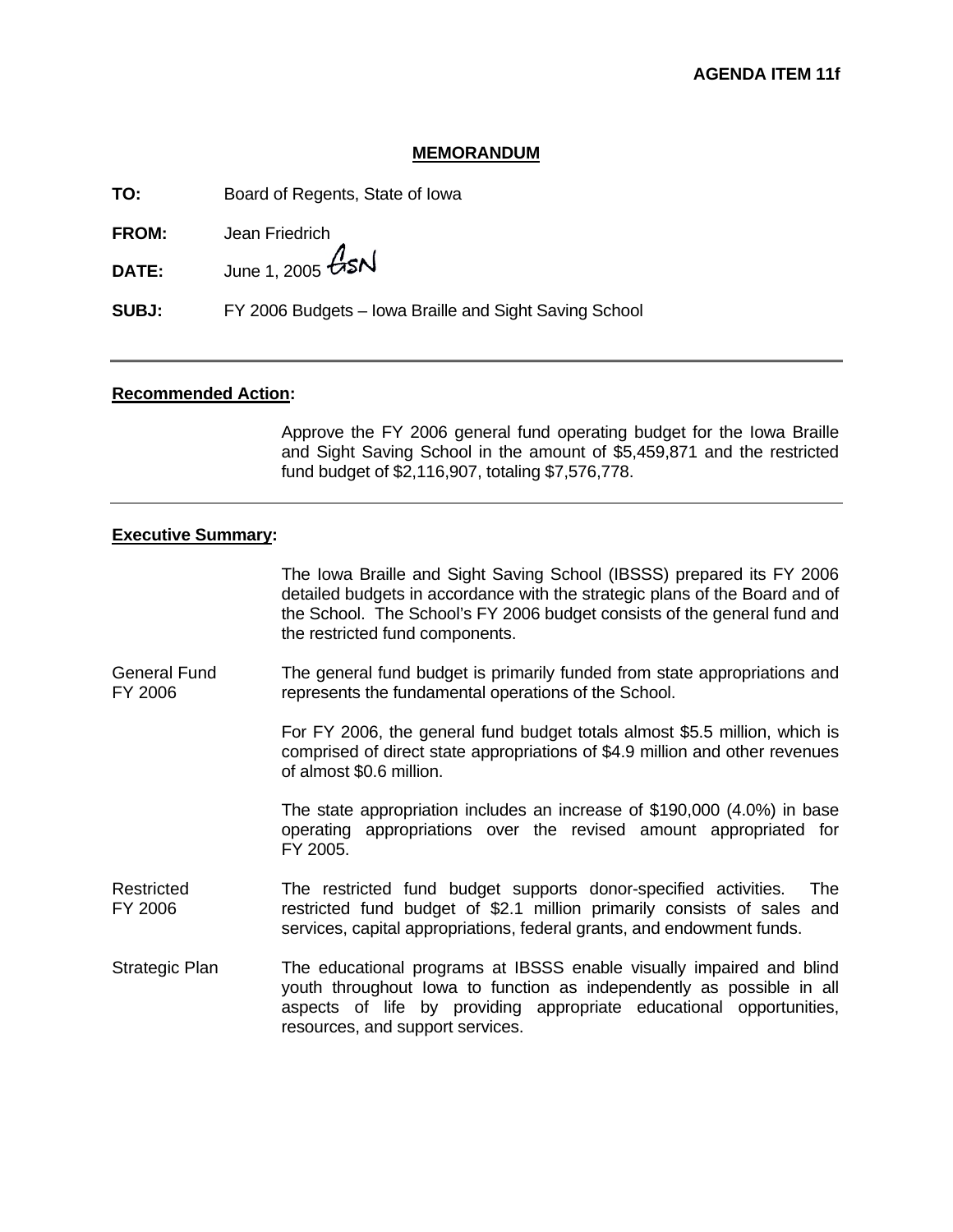**AGENDA ITEM 11f**

## MEMORANDUM

**TO:** Board of Regents, State of Iowa

**FROM:** Jean Friedrich

**DATE:** June 1, 2005

**SUBJ:** FY 2006 Budgets – Iowa Braille and Sight Saving School

---

**Recommended Action:**

Approve the FY 2006 general fund operating budget for the Iowa Braille and Sight Saving School in the amount of $5,459,871 and the restricted fund budget of $2,116,907, totaling $7,576,778.

---

**Executive Summary:**

The Iowa Braille and Sight Saving School (IBSSS) prepared its FY 2006 detailed budgets in accordance with the strategic plans of the Board and of the School. The School's FY 2006 budget consists of the general fund and the restricted fund components.

General Fund FY 2006

The general fund budget is primarily funded from state appropriations and represents the fundamental operations of the School.

For FY 2006, the general fund budget totals almost $5.5 million, which is comprised of direct state appropriations of $4.9 million and other revenues of almost $0.6 million.

The state appropriation includes an increase of $190,000 (4.0%) in base operating appropriations over the revised amount appropriated for FY 2005.

Restricted FY 2006

The restricted fund budget supports donor-specified activities. The restricted fund budget of $2.1 million primarily consists of sales and services, capital appropriations, federal grants, and endowment funds.

Strategic Plan

The educational programs at IBSSS enable visually impaired and blind youth throughout Iowa to function as independently as possible in all aspects of life by providing appropriate educational opportunities, resources, and support services.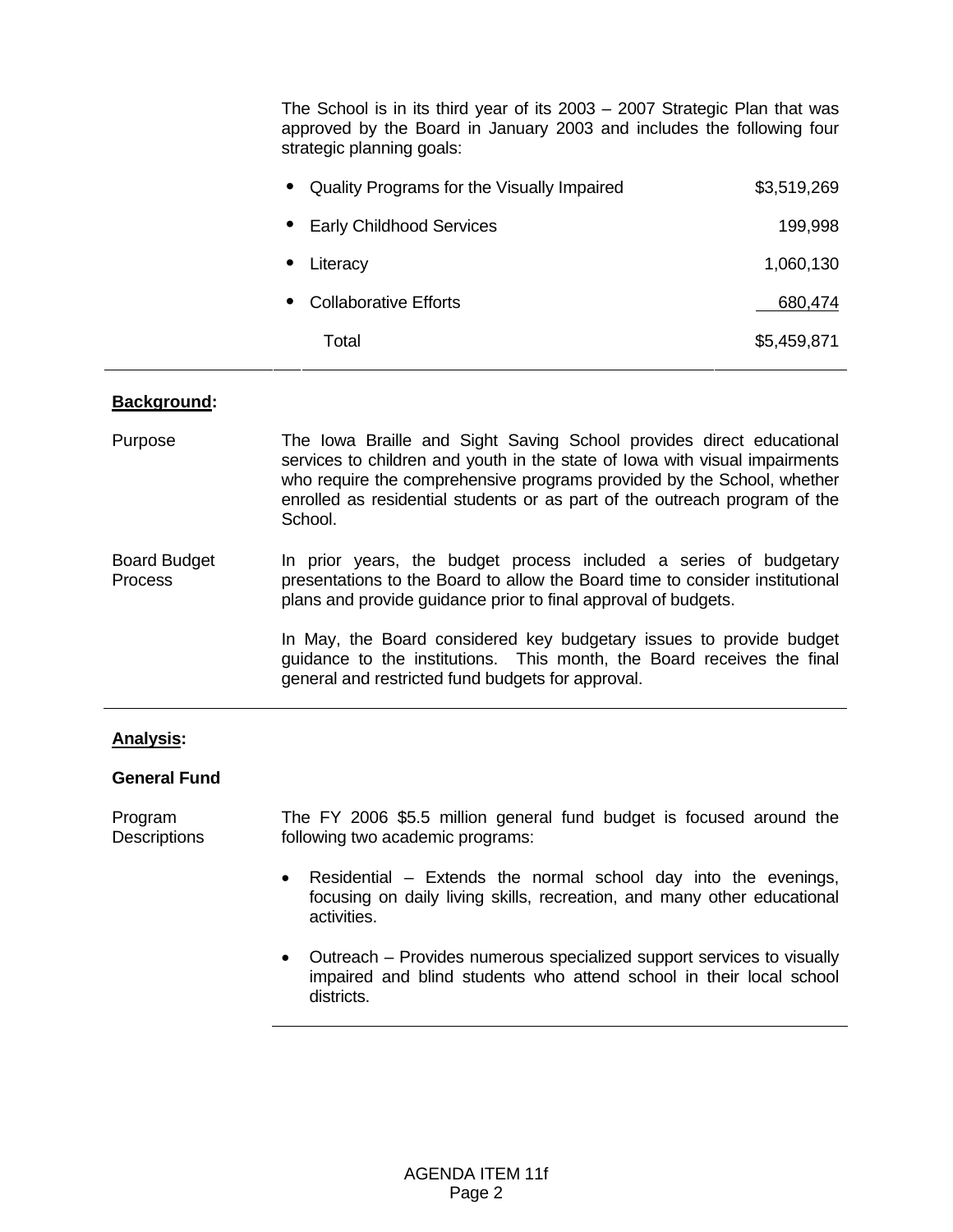The School is in its third year of its 2003 – 2007 Strategic Plan that was approved by the Board in January 2003 and includes the following four strategic planning goals:

| Goal | Amount |
|---|---|
| • Quality Programs for the Visually Impaired | $3,519,269 |
| • Early Childhood Services | 199,998 |
| • Literacy | 1,060,130 |
| • Collaborative Efforts | 680,474 |
| Total | $5,459,871 |

## Background:

**Purpose**

The Iowa Braille and Sight Saving School provides direct educational services to children and youth in the state of Iowa with visual impairments who require the comprehensive programs provided by the School, whether enrolled as residential students or as part of the outreach program of the School.

**Board Budget Process**

In prior years, the budget process included a series of budgetary presentations to the Board to allow the Board time to consider institutional plans and provide guidance prior to final approval of budgets.

In May, the Board considered key budgetary issues to provide budget guidance to the institutions. This month, the Board receives the final general and restricted fund budgets for approval.

## Analysis:

### General Fund

**Program Descriptions**

The FY 2006 $5.5 million general fund budget is focused around the following two academic programs:

- Residential – Extends the normal school day into the evenings, focusing on daily living skills, recreation, and many other educational activities.
- Outreach – Provides numerous specialized support services to visually impaired and blind students who attend school in their local school districts.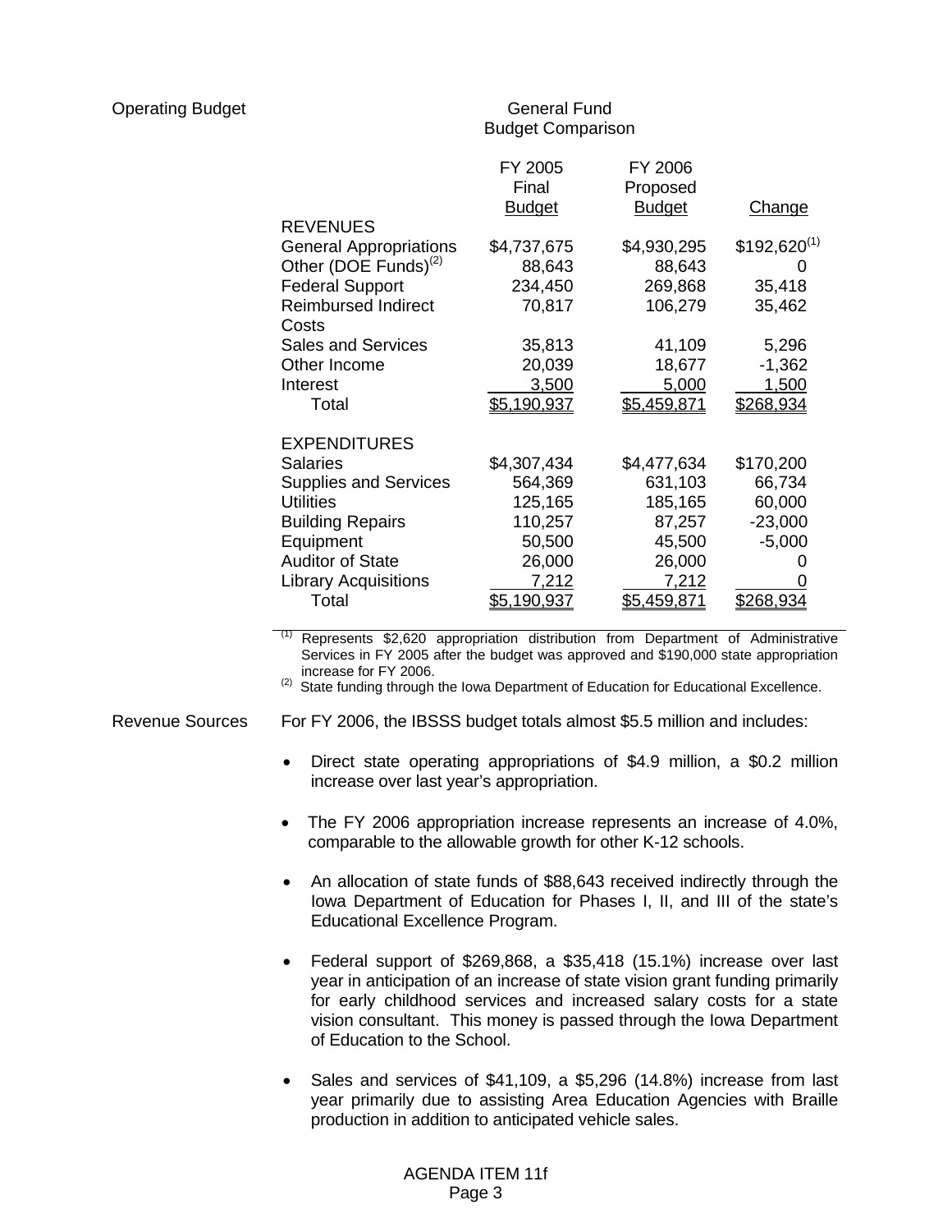Operating Budget

**General Fund**
**Budget Comparison**

| | FY 2005 Final Budget | FY 2006 Proposed Budget | Change |
|---|---|---|---|
| **REVENUES** | | | |
| General Appropriations | $4,737,675 | $4,930,295 | $192,620[1] |
| Other (DOE Funds)[2] | 88,643 | 88,643 | 0 |
| Federal Support | 234,450 | 269,868 | 35,418 |
| Reimbursed Indirect Costs | 70,817 | 106,279 | 35,462 |
| Sales and Services | 35,813 | 41,109 | 5,296 |
| Other Income | 20,039 | 18,677 | -1,362 |
| Interest | 3,500 | 5,000 | 1,500 |
| Total | $5,190,937 | $5,459,871 | $268,934 |
| **EXPENDITURES** | | | |
| Salaries | $4,307,434 | $4,477,634 | $170,200 |
| Supplies and Services | 564,369 | 631,103 | 66,734 |
| Utilities | 125,165 | 185,165 | 60,000 |
| Building Repairs | 110,257 | 87,257 | -23,000 |
| Equipment | 50,500 | 45,500 | -5,000 |
| Auditor of State | 26,000 | 26,000 | 0 |
| Library Acquisitions | 7,212 | 7,212 | 0 |
| Total | $5,190,937 | $5,459,871 | $268,934 |

[1] Represents $2,620 appropriation distribution from Department of Administrative Services in FY 2005 after the budget was approved and $190,000 state appropriation increase for FY 2006.

[2] State funding through the Iowa Department of Education for Educational Excellence.

Revenue Sources

For FY 2006, the IBSSS budget totals almost $5.5 million and includes:

- Direct state operating appropriations of $4.9 million, a $0.2 million increase over last year's appropriation.
- The FY 2006 appropriation increase represents an increase of 4.0%, comparable to the allowable growth for other K-12 schools.
- An allocation of state funds of $88,643 received indirectly through the Iowa Department of Education for Phases I, II, and III of the state's Educational Excellence Program.
- Federal support of $269,868, a $35,418 (15.1%) increase over last year in anticipation of an increase of state vision grant funding primarily for early childhood services and increased salary costs for a state vision consultant. This money is passed through the Iowa Department of Education to the School.
- Sales and services of $41,109, a $5,296 (14.8%) increase from last year primarily due to assisting Area Education Agencies with Braille production in addition to anticipated vehicle sales.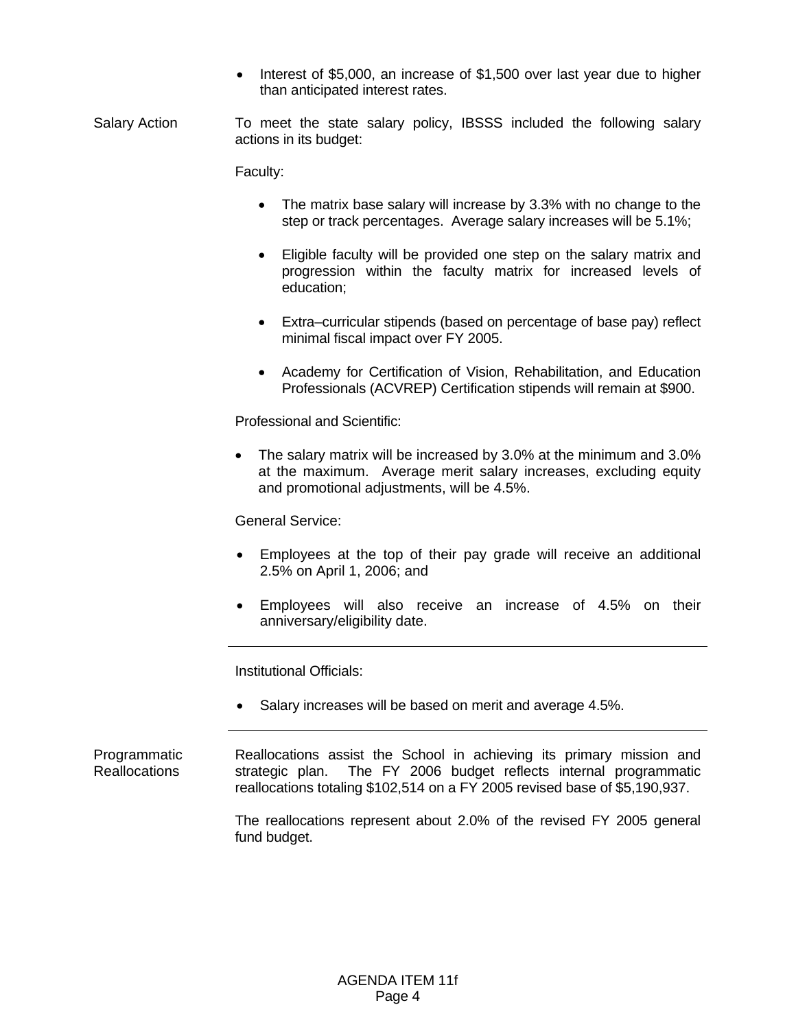- Interest of $5,000, an increase of $1,500 over last year due to higher than anticipated interest rates.

**Salary Action**

To meet the state salary policy, IBSSS included the following salary actions in its budget:

Faculty:

- The matrix base salary will increase by 3.3% with no change to the step or track percentages. Average salary increases will be 5.1%;
- Eligible faculty will be provided one step on the salary matrix and progression within the faculty matrix for increased levels of education;
- Extra–curricular stipends (based on percentage of base pay) reflect minimal fiscal impact over FY 2005.
- Academy for Certification of Vision, Rehabilitation, and Education Professionals (ACVREP) Certification stipends will remain at $900.

Professional and Scientific:

- The salary matrix will be increased by 3.0% at the minimum and 3.0% at the maximum. Average merit salary increases, excluding equity and promotional adjustments, will be 4.5%.

General Service:

- Employees at the top of their pay grade will receive an additional 2.5% on April 1, 2006; and
- Employees will also receive an increase of 4.5% on their anniversary/eligibility date.

---

Institutional Officials:

- Salary increases will be based on merit and average 4.5%.

---

**Programmatic Reallocations**

Reallocations assist the School in achieving its primary mission and strategic plan. The FY 2006 budget reflects internal programmatic reallocations totaling $102,514 on a FY 2005 revised base of $5,190,937.

The reallocations represent about 2.0% of the revised FY 2005 general fund budget.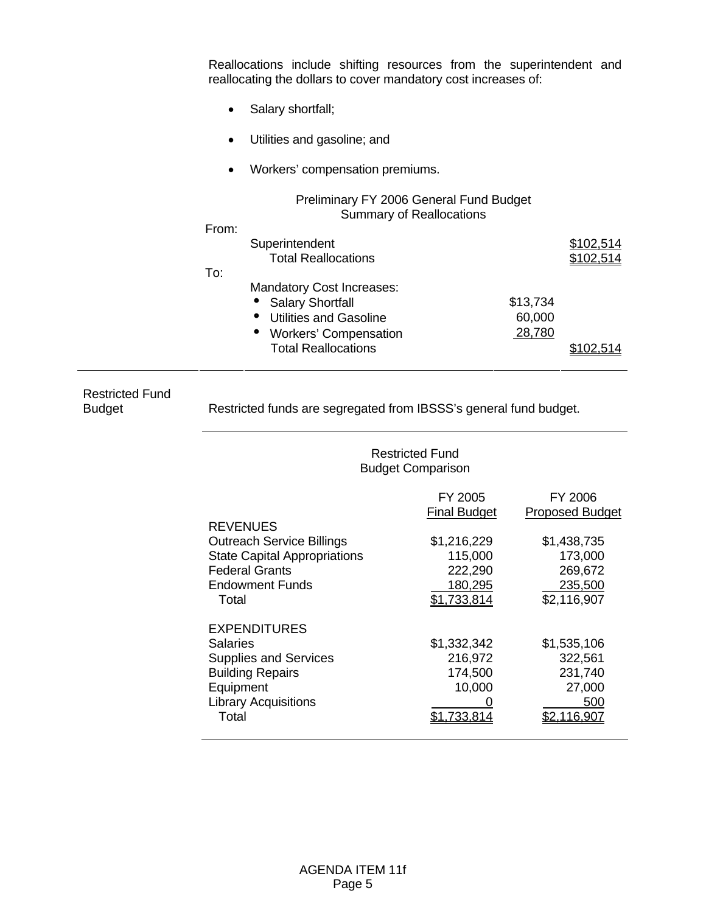Reallocations include shifting resources from the superintendent and reallocating the dollars to cover mandatory cost increases of:

- Salary shortfall;
- Utilities and gasoline; and
- Workers' compensation premiums.

Preliminary FY 2006 General Fund Budget
Summary of Reallocations

| | | |
|---|---|---|
| **From:** | | |
| Superintendent | | $102,514 |
| Total Reallocations | | $102,514 |
| **To:** | | |
| Mandatory Cost Increases: | | |
| • Salary Shortfall | $13,734 | |
| • Utilities and Gasoline | 60,000 | |
| • Workers' Compensation | 28,780 | |
| Total Reallocations | | $102,514 |

**Restricted Fund Budget**

Restricted funds are segregated from IBSSS's general fund budget.

Restricted Fund
Budget Comparison

| | FY 2005 Final Budget | FY 2006 Proposed Budget |
|---|---|---|
| **REVENUES** | | |
| Outreach Service Billings | $1,216,229 | $1,438,735 |
| State Capital Appropriations | 115,000 | 173,000 |
| Federal Grants | 222,290 | 269,672 |
| Endowment Funds | 180,295 | 235,500 |
| Total | $1,733,814 | $2,116,907 |
| **EXPENDITURES** | | |
| Salaries | $1,332,342 | $1,535,106 |
| Supplies and Services | 216,972 | 322,561 |
| Building Repairs | 174,500 | 231,740 |
| Equipment | 10,000 | 27,000 |
| Library Acquisitions | 0 | 500 |
| Total | $1,733,814 | $2,116,907 |

AGENDA ITEM 11f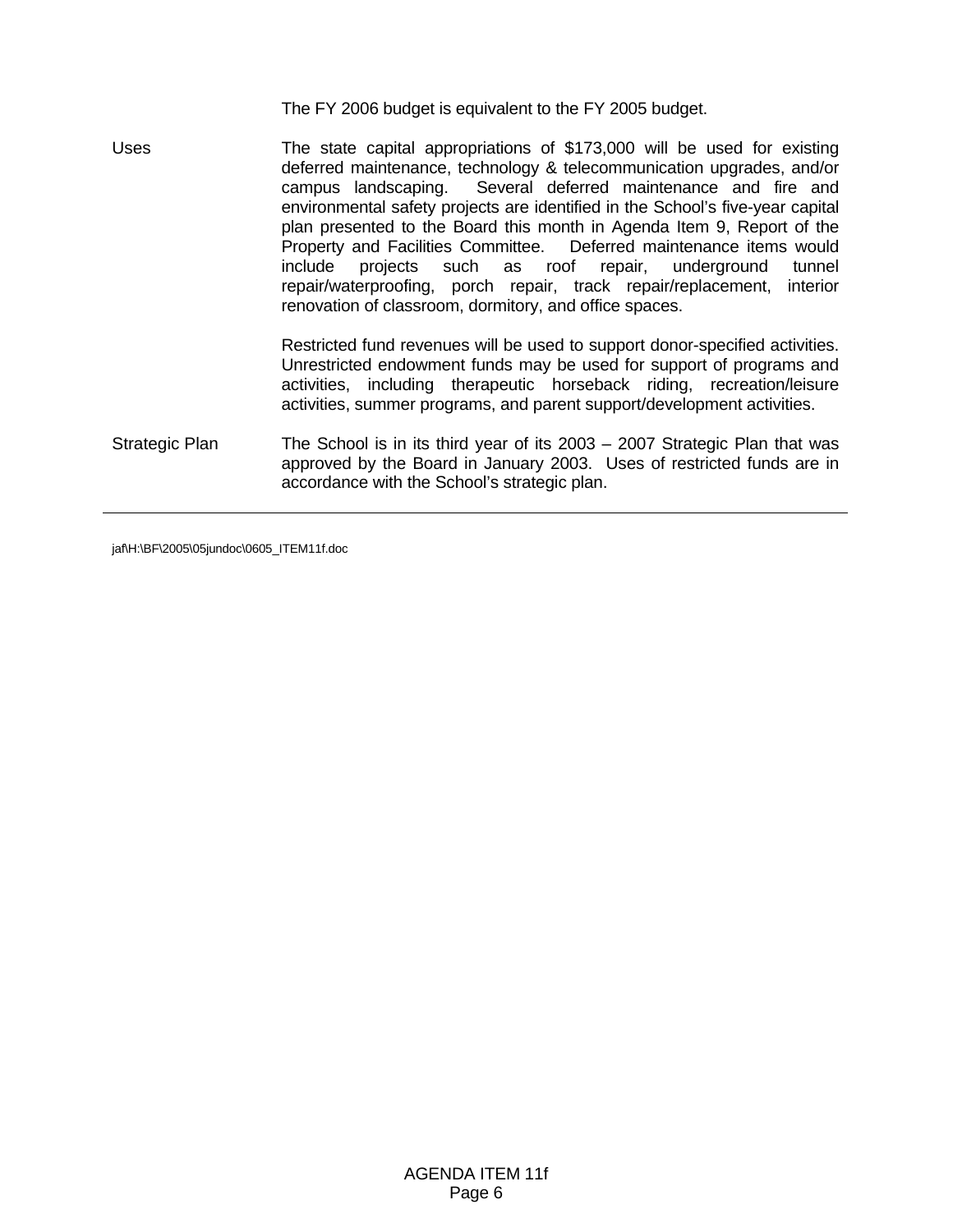The FY 2006 budget is equivalent to the FY 2005 budget.

**Uses**

The state capital appropriations of $173,000 will be used for existing deferred maintenance, technology & telecommunication upgrades, and/or campus landscaping. Several deferred maintenance and fire and environmental safety projects are identified in the School's five-year capital plan presented to the Board this month in Agenda Item 9, Report of the Property and Facilities Committee. Deferred maintenance items would include projects such as roof repair, underground tunnel repair/waterproofing, porch repair, track repair/replacement, interior renovation of classroom, dormitory, and office spaces.

Restricted fund revenues will be used to support donor-specified activities. Unrestricted endowment funds may be used for support of programs and activities, including therapeutic horseback riding, recreation/leisure activities, summer programs, and parent support/development activities.

**Strategic Plan**

The School is in its third year of its 2003 – 2007 Strategic Plan that was approved by the Board in January 2003. Uses of restricted funds are in accordance with the School's strategic plan.

---

jaf\H:\BF\2005\05jundoc\0605_ITEM11f.doc

AGENDA ITEM 11f